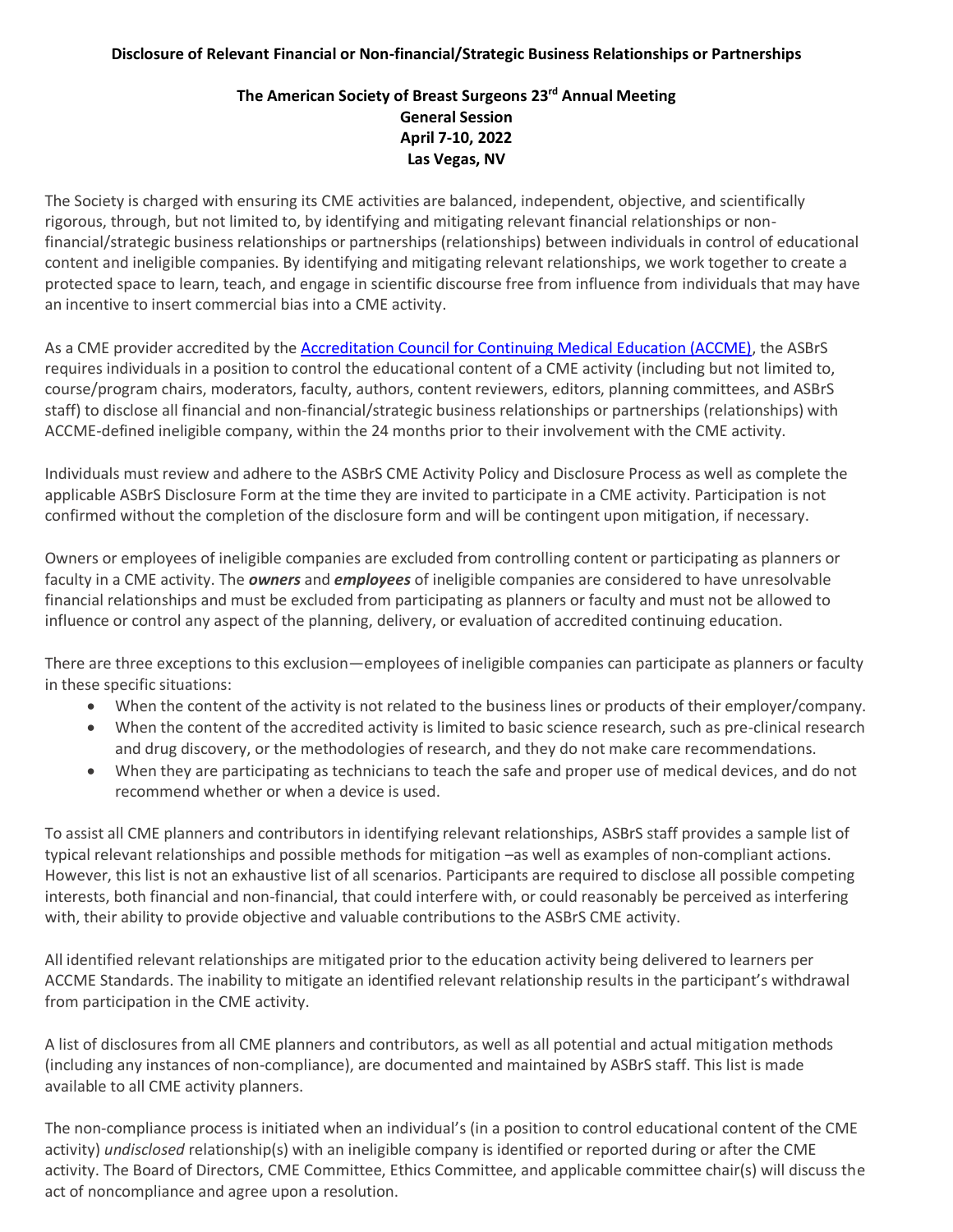**Disclosure of Relevant Financial or Non-financial/Strategic Business Relationships or Partnerships**

**The American Society of Breast Surgeons 23rd Annual Meeting**
**General Session**
**April 7-10, 2022**
**Las Vegas, NV**

The Society is charged with ensuring its CME activities are balanced, independent, objective, and scientifically rigorous, through, but not limited to, by identifying and mitigating relevant financial relationships or non-financial/strategic business relationships or partnerships (relationships) between individuals in control of educational content and ineligible companies. By identifying and mitigating relevant relationships, we work together to create a protected space to learn, teach, and engage in scientific discourse free from influence from individuals that may have an incentive to insert commercial bias into a CME activity.

As a CME provider accredited by the Accreditation Council for Continuing Medical Education (ACCME), the ASBrS requires individuals in a position to control the educational content of a CME activity (including but not limited to, course/program chairs, moderators, faculty, authors, content reviewers, editors, planning committees, and ASBrS staff) to disclose all financial and non-financial/strategic business relationships or partnerships (relationships) with ACCME-defined ineligible company, within the 24 months prior to their involvement with the CME activity.

Individuals must review and adhere to the ASBrS CME Activity Policy and Disclosure Process as well as complete the applicable ASBrS Disclosure Form at the time they are invited to participate in a CME activity. Participation is not confirmed without the completion of the disclosure form and will be contingent upon mitigation, if necessary.

Owners or employees of ineligible companies are excluded from controlling content or participating as planners or faculty in a CME activity. The ***owners*** and ***employees*** of ineligible companies are considered to have unresolvable financial relationships and must be excluded from participating as planners or faculty and must not be allowed to influence or control any aspect of the planning, delivery, or evaluation of accredited continuing education.

There are three exceptions to this exclusion—employees of ineligible companies can participate as planners or faculty in these specific situations:

- When the content of the activity is not related to the business lines or products of their employer/company.
- When the content of the accredited activity is limited to basic science research, such as pre-clinical research and drug discovery, or the methodologies of research, and they do not make care recommendations.
- When they are participating as technicians to teach the safe and proper use of medical devices, and do not recommend whether or when a device is used.

To assist all CME planners and contributors in identifying relevant relationships, ASBrS staff provides a sample list of typical relevant relationships and possible methods for mitigation –as well as examples of non-compliant actions. However, this list is not an exhaustive list of all scenarios. Participants are required to disclose all possible competing interests, both financial and non-financial, that could interfere with, or could reasonably be perceived as interfering with, their ability to provide objective and valuable contributions to the ASBrS CME activity.

All identified relevant relationships are mitigated prior to the education activity being delivered to learners per ACCME Standards. The inability to mitigate an identified relevant relationship results in the participant's withdrawal from participation in the CME activity.

A list of disclosures from all CME planners and contributors, as well as all potential and actual mitigation methods (including any instances of non-compliance), are documented and maintained by ASBrS staff. This list is made available to all CME activity planners.

The non-compliance process is initiated when an individual's (in a position to control educational content of the CME activity) *undisclosed* relationship(s) with an ineligible company is identified or reported during or after the CME activity. The Board of Directors, CME Committee, Ethics Committee, and applicable committee chair(s) will discuss the act of noncompliance and agree upon a resolution.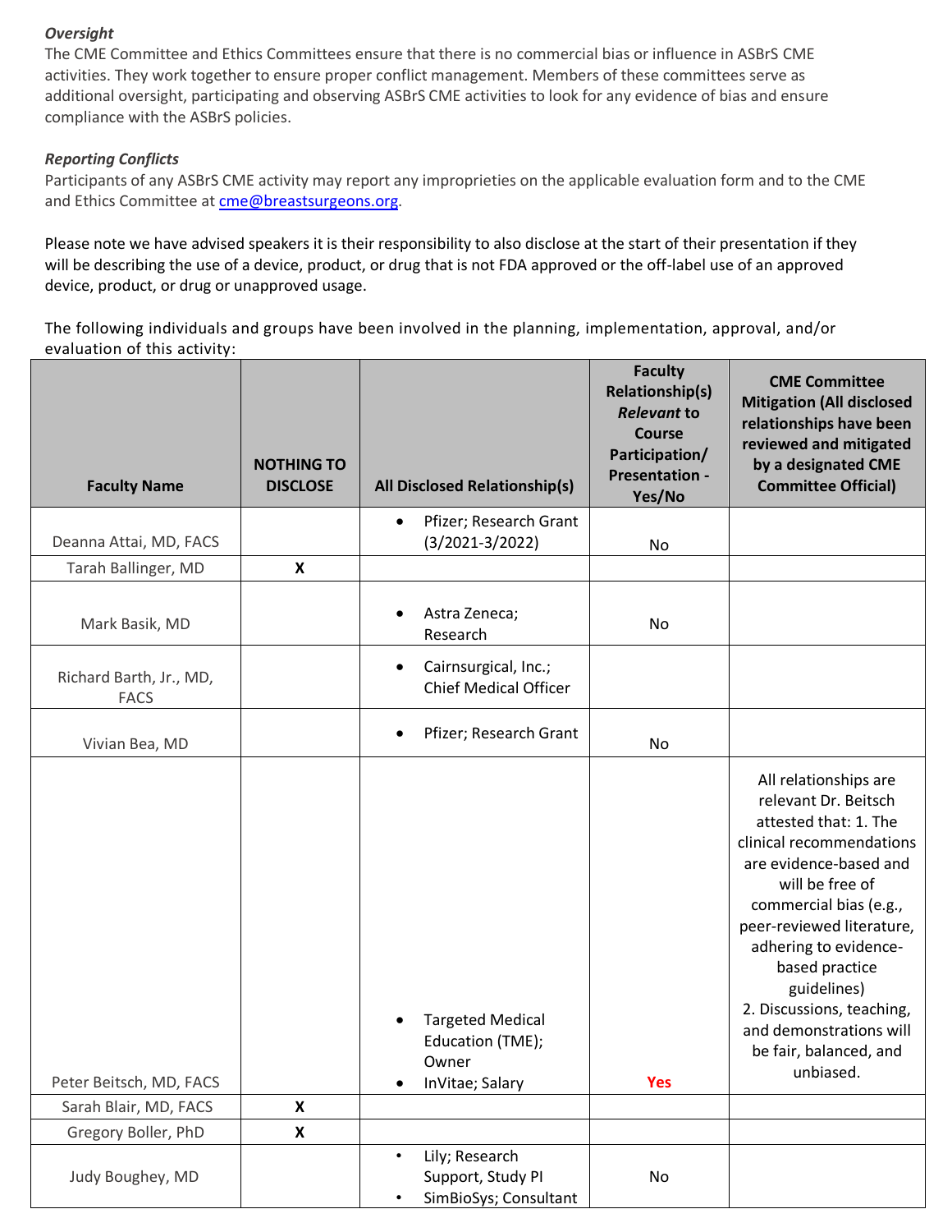***Oversight***

The CME Committee and Ethics Committees ensure that there is no commercial bias or influence in ASBrS CME activities. They work together to ensure proper conflict management. Members of these committees serve as additional oversight, participating and observing ASBrS CME activities to look for any evidence of bias and ensure compliance with the ASBrS policies.

***Reporting Conflicts***

Participants of any ASBrS CME activity may report any improprieties on the applicable evaluation form and to the CME and Ethics Committee at cme@breastsurgeons.org.

Please note we have advised speakers it is their responsibility to also disclose at the start of their presentation if they will be describing the use of a device, product, or drug that is not FDA approved or the off-label use of an approved device, product, or drug or unapproved usage.

The following individuals and groups have been involved in the planning, implementation, approval, and/or evaluation of this activity:

| Faculty Name | NOTHING TO DISCLOSE | All Disclosed Relationship(s) | Faculty Relationship(s) *Relevant* to Course Participation/ Presentation - Yes/No | CME Committee Mitigation (All disclosed relationships have been reviewed and mitigated by a designated CME Committee Official) |
|---|---|---|---|---|
| Deanna Attai, MD, FACS | | • Pfizer; Research Grant (3/2021-3/2022) | No | |
| Tarah Ballinger, MD | X | | | |
| Mark Basik, MD | | • Astra Zeneca; Research | No | |
| Richard Barth, Jr., MD, FACS | | • Cairnsurgical, Inc.; Chief Medical Officer | | |
| Vivian Bea, MD | | • Pfizer; Research Grant | No | |
| Peter Beitsch, MD, FACS | | • Targeted Medical Education (TME); Owner<br>• InVitae; Salary | Yes | All relationships are relevant Dr. Beitsch attested that: 1. The clinical recommendations are evidence-based and will be free of commercial bias (e.g., peer-reviewed literature, adhering to evidence-based practice guidelines)<br>2. Discussions, teaching, and demonstrations will be fair, balanced, and unbiased. |
| Sarah Blair, MD, FACS | X | | | |
| Gregory Boller, PhD | X | | | |
| Judy Boughey, MD | | • Lily; Research Support, Study PI<br>• SimBioSys; Consultant | No | |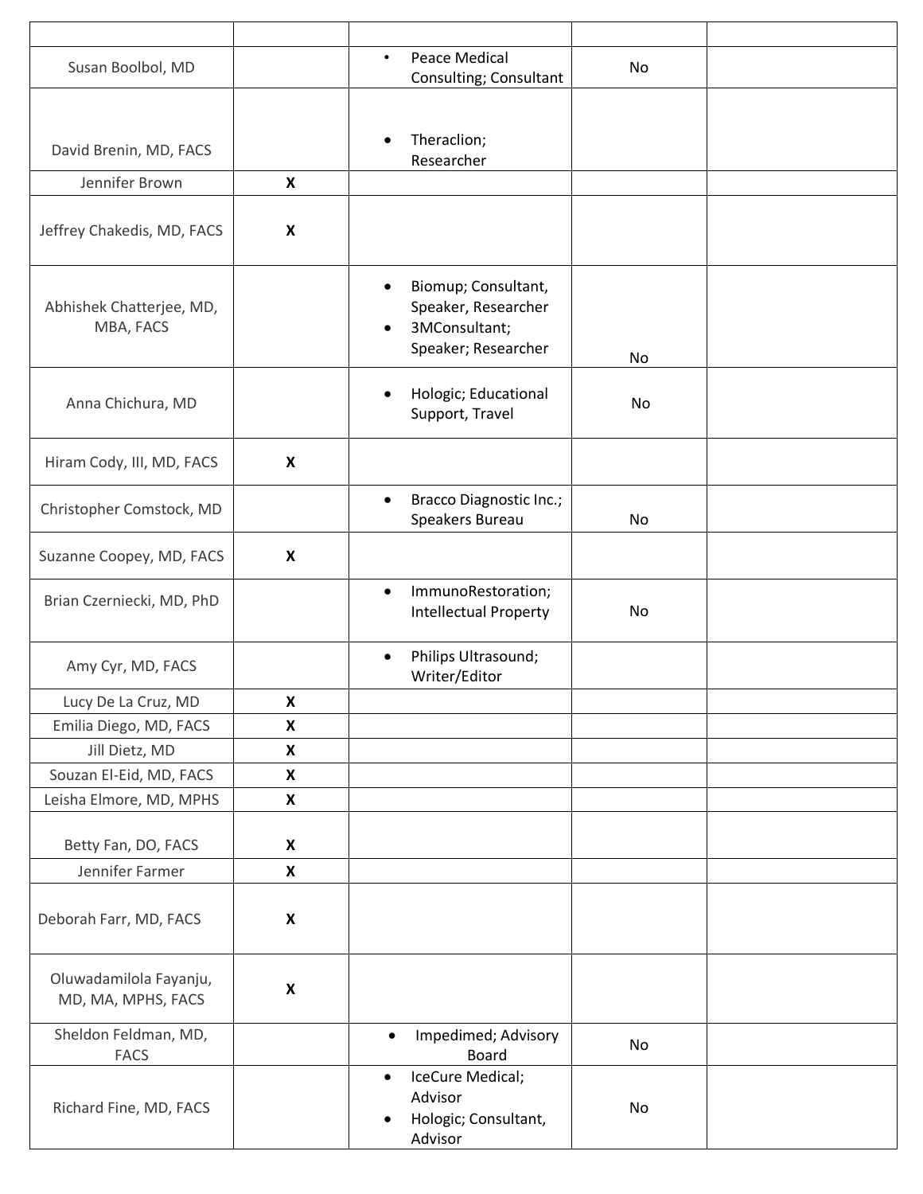| | | | | |
|---|---|---|---|---|
| Susan Boolbol, MD | | • Peace Medical Consulting; Consultant | No | |
| David Brenin, MD, FACS | | • Theraclion; Researcher | | |
| Jennifer Brown | X | | | |
| Jeffrey Chakedis, MD, FACS | X | | | |
| Abhishek Chatterjee, MD, MBA, FACS | | • Biomup; Consultant, Speaker, Researcher<br>• 3MConsultant; Speaker; Researcher | No | |
| Anna Chichura, MD | | • Hologic; Educational Support, Travel | No | |
| Hiram Cody, III, MD, FACS | X | | | |
| Christopher Comstock, MD | | • Bracco Diagnostic Inc.; Speakers Bureau | No | |
| Suzanne Coopey, MD, FACS | X | | | |
| Brian Czerniecki, MD, PhD | | • ImmunoRestoration; Intellectual Property | No | |
| Amy Cyr, MD, FACS | | • Philips Ultrasound; Writer/Editor | | |
| Lucy De La Cruz, MD | X | | | |
| Emilia Diego, MD, FACS | X | | | |
| Jill Dietz, MD | X | | | |
| Souzan El-Eid, MD, FACS | X | | | |
| Leisha Elmore, MD, MPHS | X | | | |
| Betty Fan, DO, FACS | X | | | |
| Jennifer Farmer | X | | | |
| Deborah Farr, MD, FACS | X | | | |
| Oluwadamilola Fayanju, MD, MA, MPHS, FACS | X | | | |
| Sheldon Feldman, MD, FACS | | • Impedimed; Advisory Board | No | |
| Richard Fine, MD, FACS | | • IceCure Medical; Advisor<br>• Hologic; Consultant, Advisor | No | |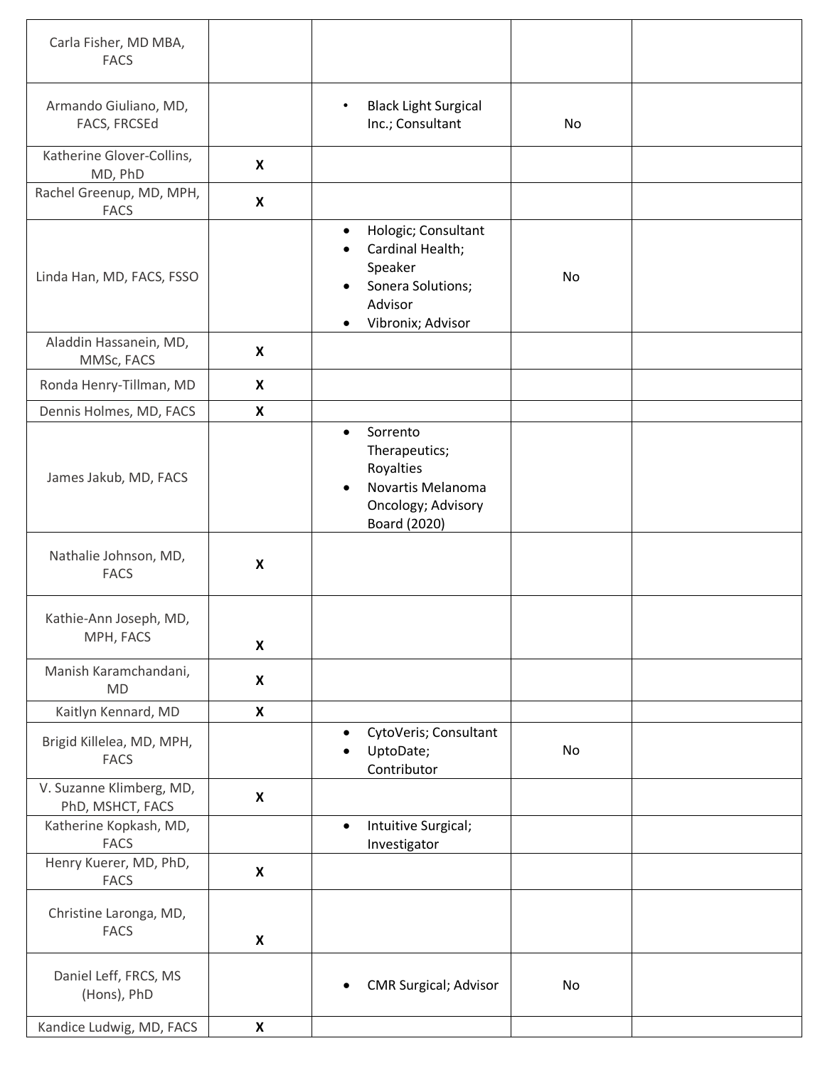| | | | | |
|---|---|---|---|---|
| Carla Fisher, MD MBA, FACS | | | | |
| Armando Giuliano, MD, FACS, FRCSEd | | • Black Light Surgical Inc.; Consultant | No | |
| Katherine Glover-Collins, MD, PhD | X | | | |
| Rachel Greenup, MD, MPH, FACS | X | | | |
| Linda Han, MD, FACS, FSSO | | • Hologic; Consultant<br>• Cardinal Health; Speaker<br>• Sonera Solutions; Advisor<br>• Vibronix; Advisor | No | |
| Aladdin Hassanein, MD, MMSc, FACS | X | | | |
| Ronda Henry-Tillman, MD | X | | | |
| Dennis Holmes, MD, FACS | X | | | |
| James Jakub, MD, FACS | | • Sorrento Therapeutics; Royalties<br>• Novartis Melanoma Oncology; Advisory Board (2020) | | |
| Nathalie Johnson, MD, FACS | X | | | |
| Kathie-Ann Joseph, MD, MPH, FACS | X | | | |
| Manish Karamchandani, MD | X | | | |
| Kaitlyn Kennard, MD | X | | | |
| Brigid Killelea, MD, MPH, FACS | | • CytoVeris; Consultant<br>• UptoDate; Contributor | No | |
| V. Suzanne Klimberg, MD, PhD, MSHCT, FACS | X | | | |
| Katherine Kopkash, MD, FACS | | • Intuitive Surgical; Investigator | | |
| Henry Kuerer, MD, PhD, FACS | X | | | |
| Christine Laronga, MD, FACS | X | | | |
| Daniel Leff, FRCS, MS (Hons), PhD | | • CMR Surgical; Advisor | No | |
| Kandice Ludwig, MD, FACS | X | | | |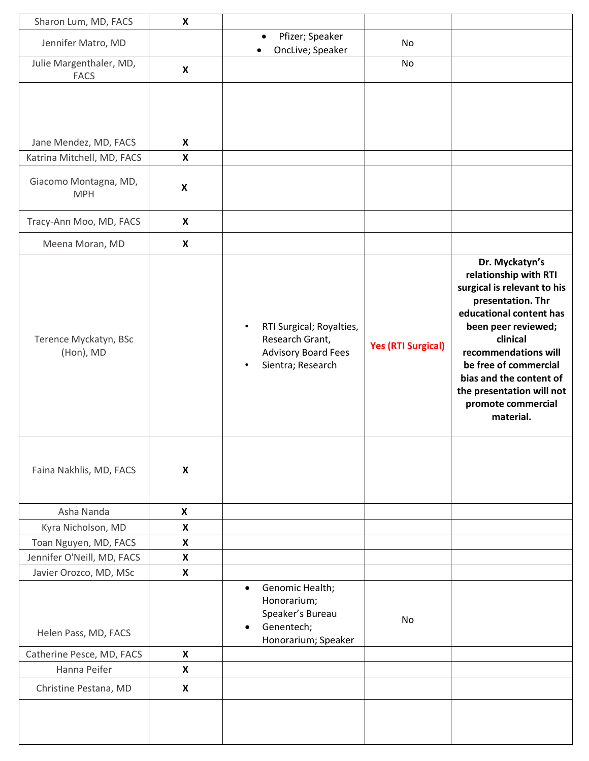| | | | | |
|---|---|---|---|---|
| Sharon Lum, MD, FACS | X | | | |
| Jennifer Matro, MD | | • Pfizer; Speaker<br>• OncLive; Speaker | No | |
| Julie Margenthaler, MD, FACS | X | | No | |
| Jane Mendez, MD, FACS | X | | | |
| Katrina Mitchell, MD, FACS | X | | | |
| Giacomo Montagna, MD, MPH | X | | | |
| Tracy-Ann Moo, MD, FACS | X | | | |
| Meena Moran, MD | X | | | |
| Terence Myckatyn, BSc (Hon), MD | | • RTI Surgical; Royalties, Research Grant, Advisory Board Fees<br>• Sientra; Research | Yes (RTI Surgical) | **Dr. Myckatyn's relationship with RTI surgical is relevant to his presentation. Thr educational content has been peer reviewed; clinical recommendations will be free of commercial bias and the content of the presentation will not promote commercial material.** |
| Faina Nakhlis, MD, FACS | X | | | |
| Asha Nanda | X | | | |
| Kyra Nicholson, MD | X | | | |
| Toan Nguyen, MD, FACS | X | | | |
| Jennifer O'Neill, MD, FACS | X | | | |
| Javier Orozco, MD, MSc | X | | | |
| Helen Pass, MD, FACS | | • Genomic Health; Honorarium; Speaker's Bureau<br>• Genentech; Honorarium; Speaker | No | |
| Catherine Pesce, MD, FACS | X | | | |
| Hanna Peifer | X | | | |
| Christine Pestana, MD | X | | | |
| | | | | |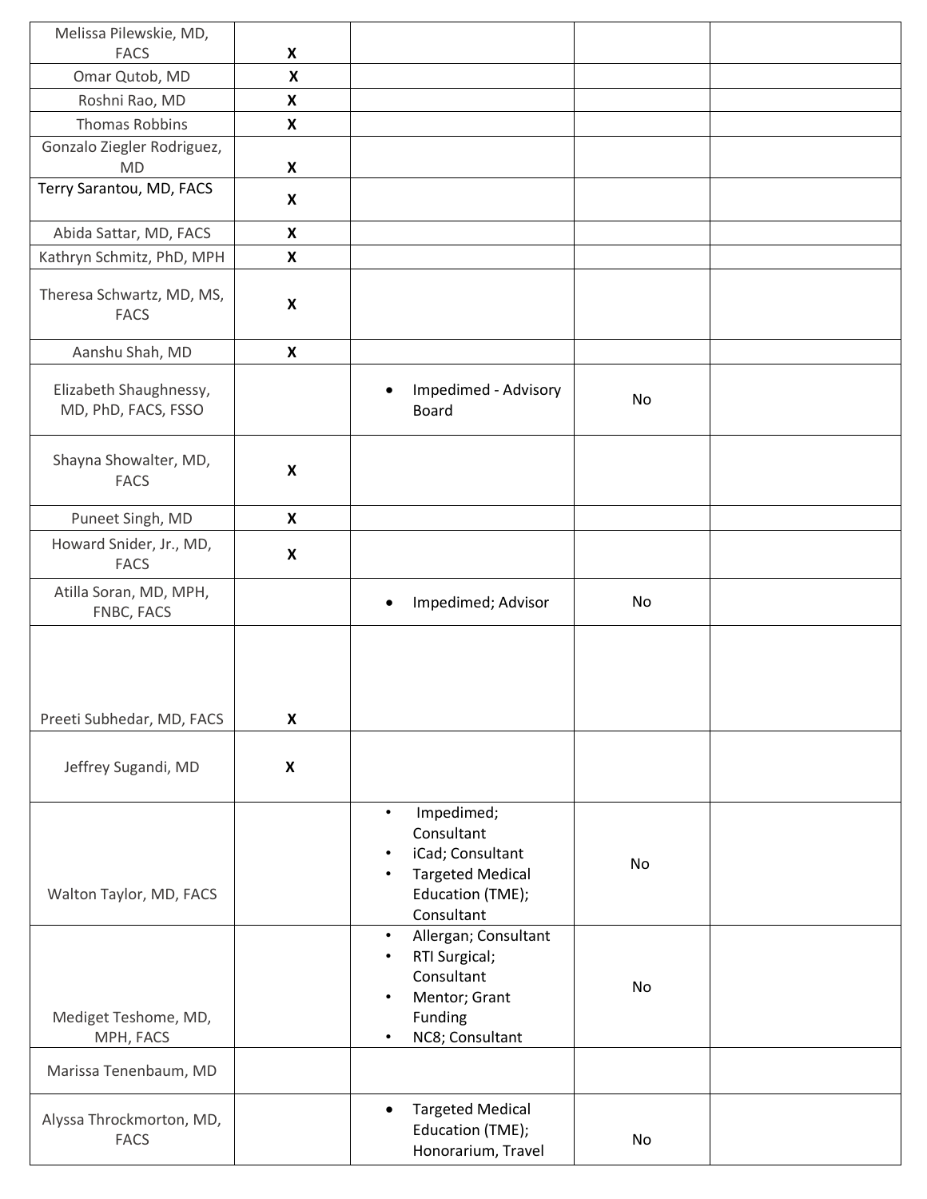| | | | | |
|---|---|---|---|---|
| Melissa Pilewskie, MD, FACS | X | | | |
| Omar Qutob, MD | X | | | |
| Roshni Rao, MD | X | | | |
| Thomas Robbins | X | | | |
| Gonzalo Ziegler Rodriguez, MD | X | | | |
| Terry Sarantou, MD, FACS | X | | | |
| Abida Sattar, MD, FACS | X | | | |
| Kathryn Schmitz, PhD, MPH | X | | | |
| Theresa Schwartz, MD, MS, FACS | X | | | |
| Aanshu Shah, MD | X | | | |
| Elizabeth Shaughnessy, MD, PhD, FACS, FSSO | | • Impedimed - Advisory Board | No | |
| Shayna Showalter, MD, FACS | X | | | |
| Puneet Singh, MD | X | | | |
| Howard Snider, Jr., MD, FACS | X | | | |
| Atilla Soran, MD, MPH, FNBC, FACS | | • Impedimed; Advisor | No | |
| Preeti Subhedar, MD, FACS | X | | | |
| Jeffrey Sugandi, MD | X | | | |
| Walton Taylor, MD, FACS | | • Impedimed; Consultant<br>• iCad; Consultant<br>• Targeted Medical Education (TME); Consultant | No | |
| Mediget Teshome, MD, MPH, FACS | | • Allergan; Consultant<br>• RTI Surgical; Consultant<br>• Mentor; Grant Funding<br>• NC8; Consultant | No | |
| Marissa Tenenbaum, MD | | | | |
| Alyssa Throckmorton, MD, FACS | | • Targeted Medical Education (TME); Honorarium, Travel | No | |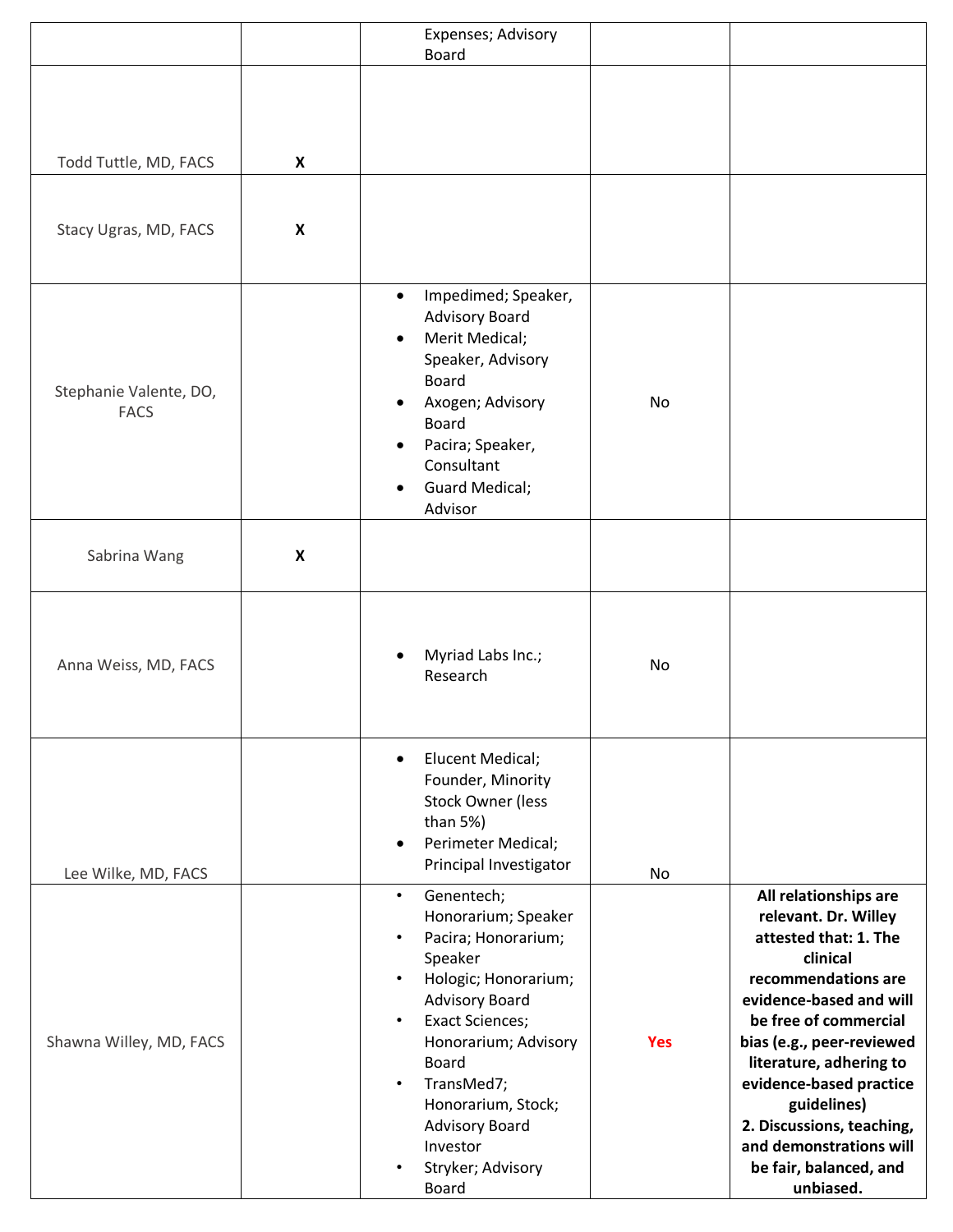| | | | | |
|---|---|---|---|---|
| | | Expenses; Advisory Board | | |
| Todd Tuttle, MD, FACS | X | | | |
| Stacy Ugras, MD, FACS | X | | | |
| Stephanie Valente, DO, FACS | | • Impedimed; Speaker, Advisory Board<br>• Merit Medical; Speaker, Advisory Board<br>• Axogen; Advisory Board<br>• Pacira; Speaker, Consultant<br>• Guard Medical; Advisor | No | |
| Sabrina Wang | X | | | |
| Anna Weiss, MD, FACS | | • Myriad Labs Inc.; Research | No | |
| Lee Wilke, MD, FACS | | • Elucent Medical; Founder, Minority Stock Owner (less than 5%)<br>• Perimeter Medical; Principal Investigator | No | |
| Shawna Willey, MD, FACS | | • Genentech; Honorarium; Speaker<br>• Pacira; Honorarium; Speaker<br>• Hologic; Honorarium; Advisory Board<br>• Exact Sciences; Honorarium; Advisory Board<br>• TransMed7; Honorarium, Stock; Advisory Board Investor<br>• Stryker; Advisory Board | Yes | **All relationships are relevant. Dr. Willey attested that: 1. The clinical recommendations are evidence-based and will be free of commercial bias (e.g., peer-reviewed literature, adhering to evidence-based practice guidelines) 2. Discussions, teaching, and demonstrations will be fair, balanced, and unbiased.** |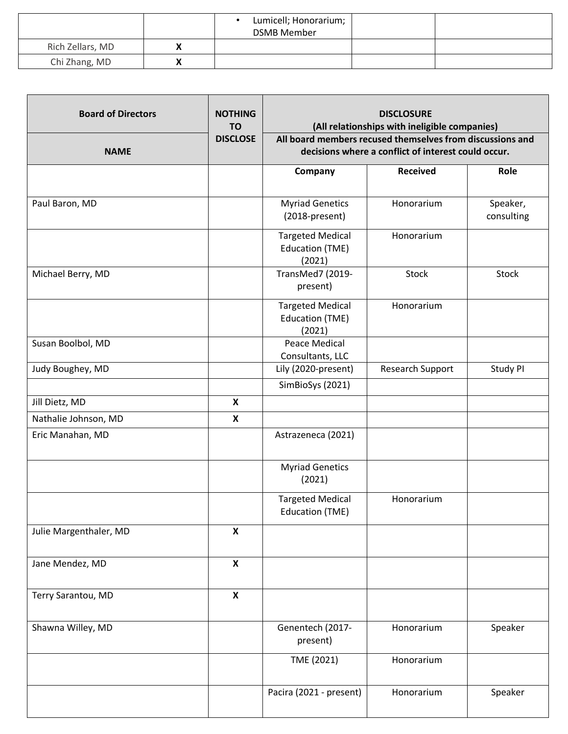| | | • Lumicell; Honorarium; DSMB Member | | |
|---|---|---|---|---|
| Rich Zellars, MD | X | | | |
| Chi Zhang, MD | X | | | |

| Board of Directors | NOTHING TO DISCLOSE | DISCLOSURE (All relationships with ineligible companies) | | |
|---|---|---|---|---|
| NAME | | All board members recused themselves from discussions and decisions where a conflict of interest could occur. | | |
| | | **Company** | **Received** | **Role** |
| Paul Baron, MD | | Myriad Genetics (2018-present) | Honorarium | Speaker, consulting |
| | | Targeted Medical Education (TME) (2021) | Honorarium | |
| Michael Berry, MD | | TransMed7 (2019-present) | Stock | Stock |
| | | Targeted Medical Education (TME) (2021) | Honorarium | |
| Susan Boolbol, MD | | Peace Medical Consultants, LLC | | |
| Judy Boughey, MD | | Lily (2020-present) | Research Support | Study PI |
| | | SimBioSys (2021) | | |
| Jill Dietz, MD | X | | | |
| Nathalie Johnson, MD | X | | | |
| Eric Manahan, MD | | Astrazeneca (2021) | | |
| | | Myriad Genetics (2021) | | |
| | | Targeted Medical Education (TME) | Honorarium | |
| Julie Margenthaler, MD | X | | | |
| Jane Mendez, MD | X | | | |
| Terry Sarantou, MD | X | | | |
| Shawna Willey, MD | | Genentech (2017-present) | Honorarium | Speaker |
| | | TME (2021) | Honorarium | |
| | | Pacira (2021 - present) | Honorarium | Speaker |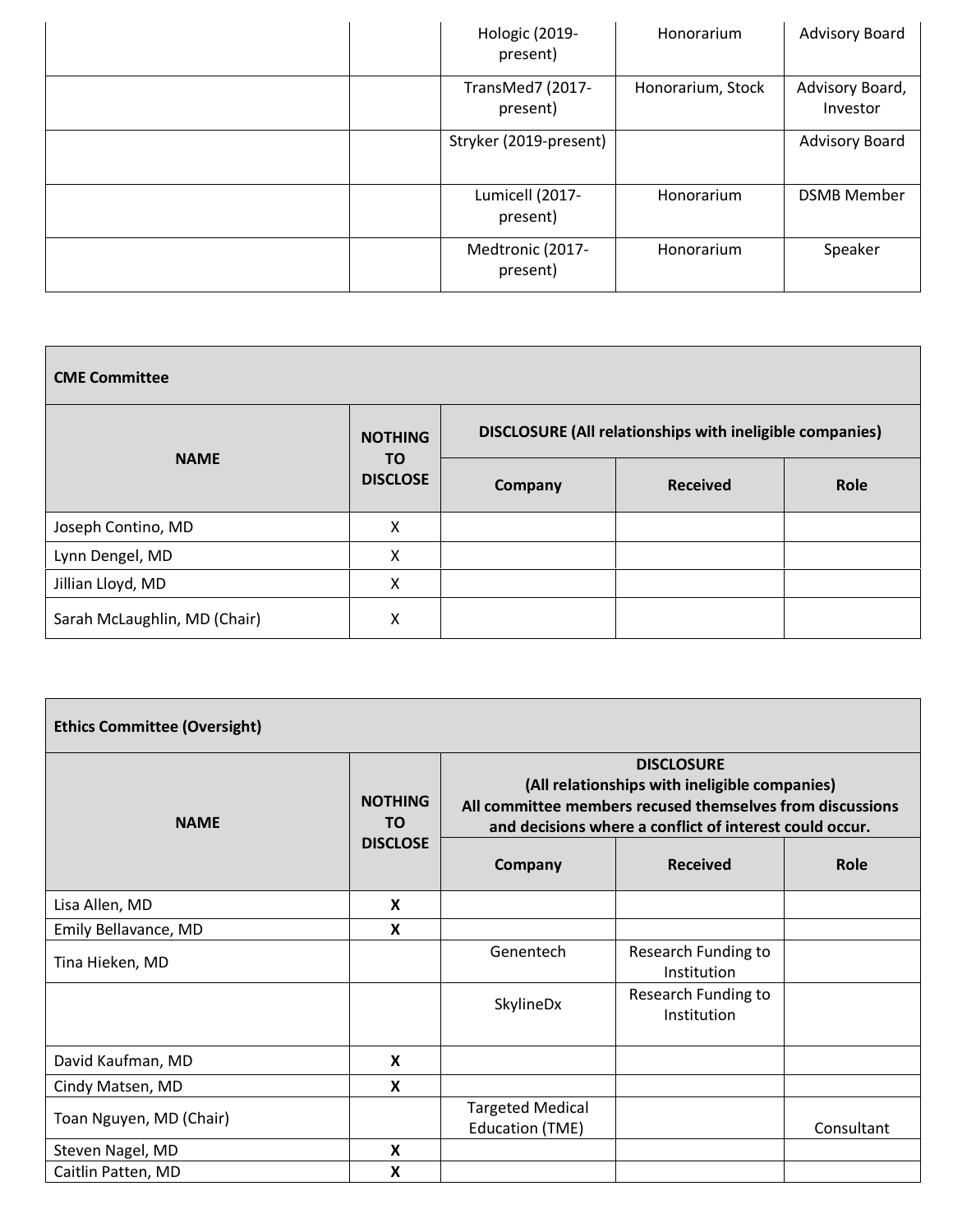| | | Hologic (2019-present) | Honorarium | Advisory Board |
|---|---|---|---|---|
| | | TransMed7 (2017-present) | Honorarium, Stock | Advisory Board, Investor |
| | | Stryker (2019-present) | | Advisory Board |
| | | Lumicell (2017-present) | Honorarium | DSMB Member |
| | | Medtronic (2017-present) | Honorarium | Speaker |

**CME Committee**

| NAME | NOTHING TO DISCLOSE | DISCLOSURE (All relationships with ineligible companies) | | |
|---|---|---|---|---|
| | | **Company** | **Received** | **Role** |
| Joseph Contino, MD | X | | | |
| Lynn Dengel, MD | X | | | |
| Jillian Lloyd, MD | X | | | |
| Sarah McLaughlin, MD (Chair) | X | | | |

**Ethics Committee (Oversight)**

| NAME | NOTHING TO DISCLOSE | DISCLOSURE (All relationships with ineligible companies) All committee members recused themselves from discussions and decisions where a conflict of interest could occur. | | |
|---|---|---|---|---|
| | | **Company** | **Received** | **Role** |
| Lisa Allen, MD | **X** | | | |
| Emily Bellavance, MD | **X** | | | |
| Tina Hieken, MD | | Genentech | Research Funding to Institution | |
| | | SkylineDx | Research Funding to Institution | |
| David Kaufman, MD | **X** | | | |
| Cindy Matsen, MD | **X** | | | |
| Toan Nguyen, MD (Chair) | | Targeted Medical Education (TME) | | Consultant |
| Steven Nagel, MD | **X** | | | |
| Caitlin Patten, MD | **X** | | | |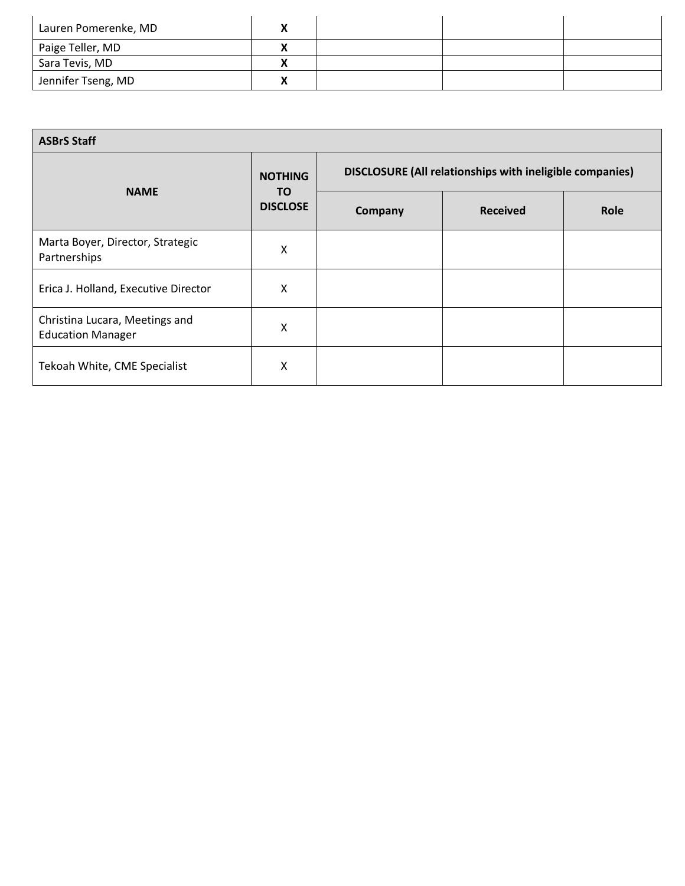| | | | | |
|---|---|---|---|---|
| Lauren Pomerenke, MD | **X** | | | |
| Paige Teller, MD | **X** | | | |
| Sara Tevis, MD | **X** | | | |
| Jennifer Tseng, MD | **X** | | | |

| **ASBrS Staff** | | | | |
|---|---|---|---|---|
| **NAME** | **NOTHING TO DISCLOSE** | **DISCLOSURE (All relationships with ineligible companies)** | | |
| | | **Company** | **Received** | **Role** |
| Marta Boyer, Director, Strategic Partnerships | X | | | |
| Erica J. Holland, Executive Director | X | | | |
| Christina Lucara, Meetings and Education Manager | X | | | |
| Tekoah White, CME Specialist | X | | | |